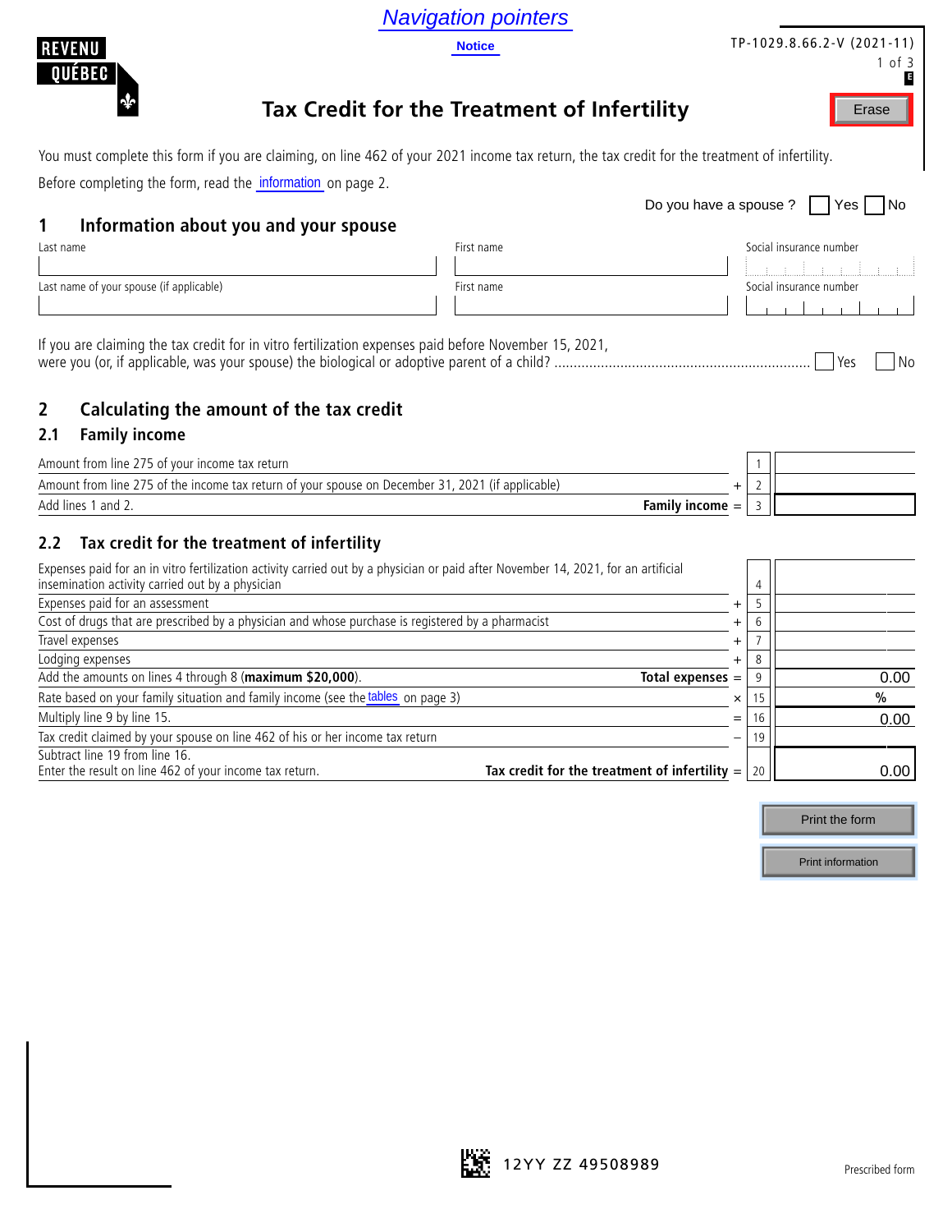Navigation pointers

Notice

TP-1029.8.66.2-V (2021-11)

# Tax Credit for the Treatment of Infertility

Erase

You must complete this form if you are claiming, on line 462 of your 2021 income tax return, the tax credit for the treatment of infertility.

Before completing the form, read the information on page 2.

Do you have a spouse ? ☐ Yes ☐ No

## 1 Information about you and your spouse

| Last name | First name | Social insurance number |
|---|---|---|
| | | |

| Last name of your spouse (if applicable) | First name | Social insurance number |
|---|---|---|
| | | |

If you are claiming the tax credit for in vitro fertilization expenses paid before November 15, 2021, were you (or, if applicable, was your spouse) the biological or adoptive parent of a child? ☐ Yes ☐ No

## 2 Calculating the amount of the tax credit

### 2.1 Family income

| | | Line | Amount |
|---|---|---|---|
| Amount from line 275 of your income tax return | | 1 | |
| Amount from line 275 of the income tax return of your spouse on December 31, 2021 (if applicable) | + | 2 | |
| Add lines 1 and 2. **Family income** | = | 3 | |

### 2.2 Tax credit for the treatment of infertility

| | | Line | Amount |
|---|---|---|---|
| Expenses paid for an in vitro fertilization activity carried out by a physician or paid after November 14, 2021, for an artificial insemination activity carried out by a physician | | 4 | |
| Expenses paid for an assessment | + | 5 | |
| Cost of drugs that are prescribed by a physician and whose purchase is registered by a pharmacist | + | 6 | |
| Travel expenses | + | 7 | |
| Lodging expenses | + | 8 | |
| Add the amounts on lines 4 through 8 (**maximum $20,000**). **Total expenses** | = | 9 | 0.00 |
| Rate based on your family situation and family income (see the tables on page 3) | × | 15 | % |
| Multiply line 9 by line 15. | = | 16 | 0.00 |
| Tax credit claimed by your spouse on line 462 of his or her income tax return | − | 19 | |
| Subtract line 19 from line 16. Enter the result on line 462 of your income tax return. **Tax credit for the treatment of infertility** | = | 20 | 0.00 |

Print the form

Print information

12YY ZZ 49508989

Prescribed form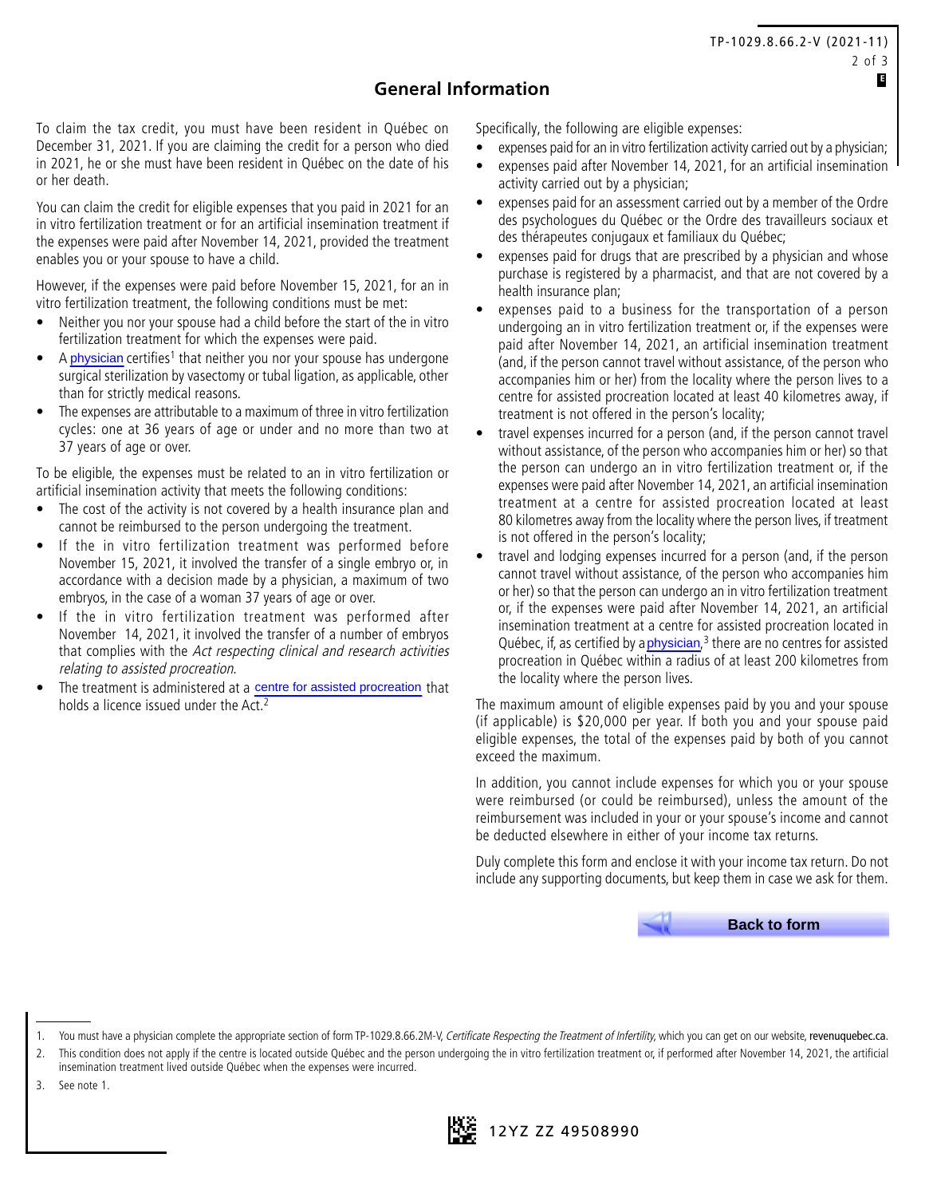## General Information

To claim the tax credit, you must have been resident in Québec on December 31, 2021. If you are claiming the credit for a person who died in 2021, he or she must have been resident in Québec on the date of his or her death.

You can claim the credit for eligible expenses that you paid in 2021 for an in vitro fertilization treatment or for an artificial insemination treatment if the expenses were paid after November 14, 2021, provided the treatment enables you or your spouse to have a child.

However, if the expenses were paid before November 15, 2021, for an in vitro fertilization treatment, the following conditions must be met:

- Neither you nor your spouse had a child before the start of the in vitro fertilization treatment for which the expenses were paid.
- A physician certifies[1] that neither you nor your spouse has undergone surgical sterilization by vasectomy or tubal ligation, as applicable, other than for strictly medical reasons.
- The expenses are attributable to a maximum of three in vitro fertilization cycles: one at 36 years of age or under and no more than two at 37 years of age or over.

To be eligible, the expenses must be related to an in vitro fertilization or artificial insemination activity that meets the following conditions:

- The cost of the activity is not covered by a health insurance plan and cannot be reimbursed to the person undergoing the treatment.
- If the in vitro fertilization treatment was performed before November 15, 2021, it involved the transfer of a single embryo or, in accordance with a decision made by a physician, a maximum of two embryos, in the case of a woman 37 years of age or over.
- If the in vitro fertilization treatment was performed after November 14, 2021, it involved the transfer of a number of embryos that complies with the *Act respecting clinical and research activities relating to assisted procreation*.
- The treatment is administered at a centre for assisted procreation that holds a licence issued under the Act.[2]

Specifically, the following are eligible expenses:

- expenses paid for an in vitro fertilization activity carried out by a physician;
- expenses paid after November 14, 2021, for an artificial insemination activity carried out by a physician;
- expenses paid for an assessment carried out by a member of the Ordre des psychologues du Québec or the Ordre des travailleurs sociaux et des thérapeutes conjugaux et familiaux du Québec;
- expenses paid for drugs that are prescribed by a physician and whose purchase is registered by a pharmacist, and that are not covered by a health insurance plan;
- expenses paid to a business for the transportation of a person undergoing an in vitro fertilization treatment or, if the expenses were paid after November 14, 2021, an artificial insemination treatment (and, if the person cannot travel without assistance, of the person who accompanies him or her) from the locality where the person lives to a centre for assisted procreation located at least 40 kilometres away, if treatment is not offered in the person's locality;
- travel expenses incurred for a person (and, if the person cannot travel without assistance, of the person who accompanies him or her) so that the person can undergo an in vitro fertilization treatment or, if the expenses were paid after November 14, 2021, an artificial insemination treatment at a centre for assisted procreation located at least 80 kilometres away from the locality where the person lives, if treatment is not offered in the person's locality;
- travel and lodging expenses incurred for a person (and, if the person cannot travel without assistance, of the person who accompanies him or her) so that the person can undergo an in vitro fertilization treatment or, if the expenses were paid after November 14, 2021, an artificial insemination treatment at a centre for assisted procreation located in Québec, if, as certified by a physician,[3] there are no centres for assisted procreation in Québec within a radius of at least 200 kilometres from the locality where the person lives.

The maximum amount of eligible expenses paid by you and your spouse (if applicable) is $20,000 per year. If both you and your spouse paid eligible expenses, the total of the expenses paid by both of you cannot exceed the maximum.

In addition, you cannot include expenses for which you or your spouse were reimbursed (or could be reimbursed), unless the amount of the reimbursement was included in your or your spouse's income and cannot be deducted elsewhere in either of your income tax returns.

Duly complete this form and enclose it with your income tax return. Do not include any supporting documents, but keep them in case we ask for them.

Back to form

1. You must have a physician complete the appropriate section of form TP-1029.8.66.2M-V, *Certificate Respecting the Treatment of Infertility*, which you can get on our website, revenuquebec.ca.
2. This condition does not apply if the centre is located outside Québec and the person undergoing the in vitro fertilization treatment or, if performed after November 14, 2021, the artificial insemination treatment lived outside Québec when the expenses were incurred.
3. See note 1.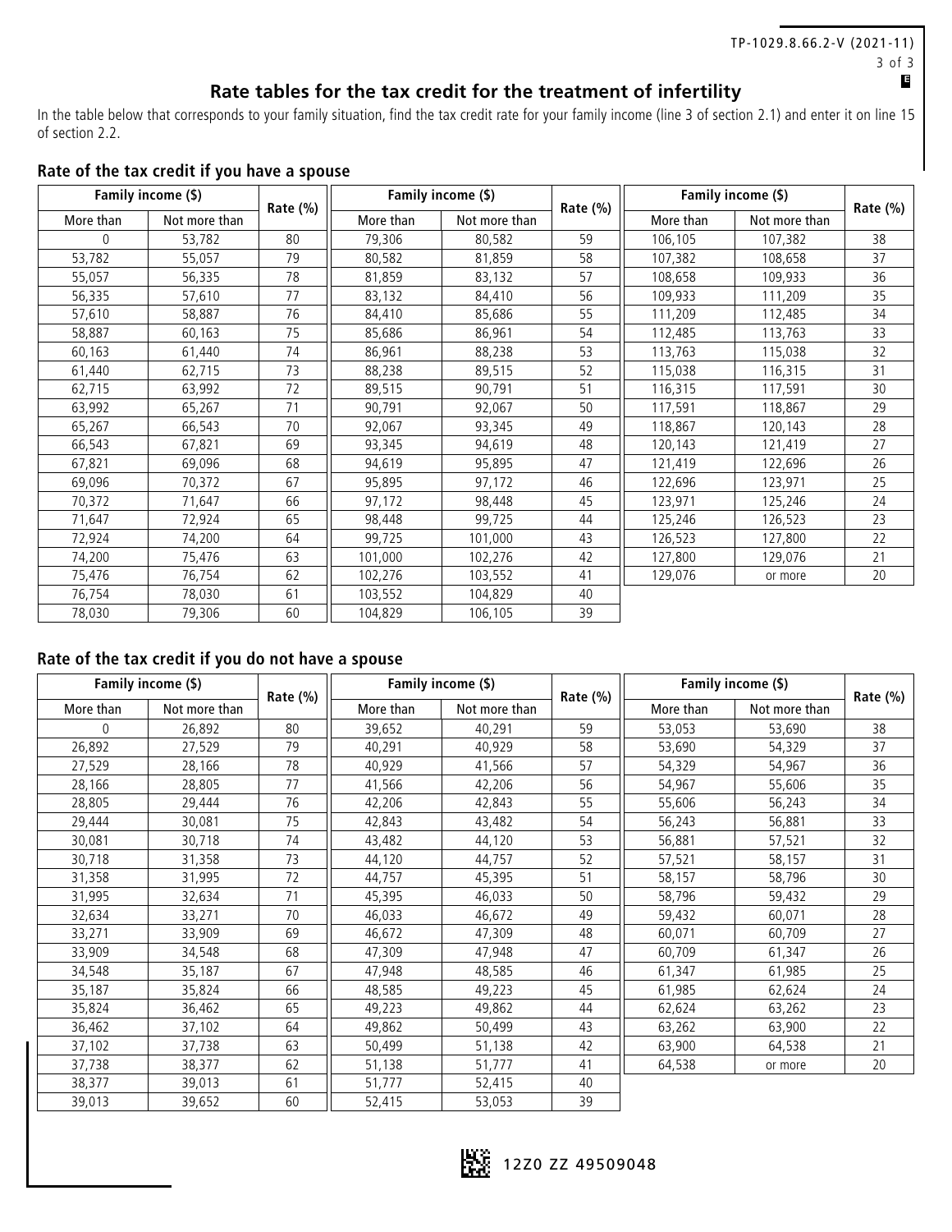# Rate tables for the tax credit for the treatment of infertility

In the table below that corresponds to your family situation, find the tax credit rate for your family income (line 3 of section 2.1) and enter it on line 15 of section 2.2.

## Rate of the tax credit if you have a spouse

| Family income ($) | | Rate (%) | Family income ($) | | Rate (%) | Family income ($) | | Rate (%) |
|---|---|---|---|---|---|---|---|---|
| More than | Not more than | | More than | Not more than | | More than | Not more than | |
| 0 | 53,782 | 80 | 79,306 | 80,582 | 59 | 106,105 | 107,382 | 38 |
| 53,782 | 55,057 | 79 | 80,582 | 81,859 | 58 | 107,382 | 108,658 | 37 |
| 55,057 | 56,335 | 78 | 81,859 | 83,132 | 57 | 108,658 | 109,933 | 36 |
| 56,335 | 57,610 | 77 | 83,132 | 84,410 | 56 | 109,933 | 111,209 | 35 |
| 57,610 | 58,887 | 76 | 84,410 | 85,686 | 55 | 111,209 | 112,485 | 34 |
| 58,887 | 60,163 | 75 | 85,686 | 86,961 | 54 | 112,485 | 113,763 | 33 |
| 60,163 | 61,440 | 74 | 86,961 | 88,238 | 53 | 113,763 | 115,038 | 32 |
| 61,440 | 62,715 | 73 | 88,238 | 89,515 | 52 | 115,038 | 116,315 | 31 |
| 62,715 | 63,992 | 72 | 89,515 | 90,791 | 51 | 116,315 | 117,591 | 30 |
| 63,992 | 65,267 | 71 | 90,791 | 92,067 | 50 | 117,591 | 118,867 | 29 |
| 65,267 | 66,543 | 70 | 92,067 | 93,345 | 49 | 118,867 | 120,143 | 28 |
| 66,543 | 67,821 | 69 | 93,345 | 94,619 | 48 | 120,143 | 121,419 | 27 |
| 67,821 | 69,096 | 68 | 94,619 | 95,895 | 47 | 121,419 | 122,696 | 26 |
| 69,096 | 70,372 | 67 | 95,895 | 97,172 | 46 | 122,696 | 123,971 | 25 |
| 70,372 | 71,647 | 66 | 97,172 | 98,448 | 45 | 123,971 | 125,246 | 24 |
| 71,647 | 72,924 | 65 | 98,448 | 99,725 | 44 | 125,246 | 126,523 | 23 |
| 72,924 | 74,200 | 64 | 99,725 | 101,000 | 43 | 126,523 | 127,800 | 22 |
| 74,200 | 75,476 | 63 | 101,000 | 102,276 | 42 | 127,800 | 129,076 | 21 |
| 75,476 | 76,754 | 62 | 102,276 | 103,552 | 41 | 129,076 | or more | 20 |
| 76,754 | 78,030 | 61 | 103,552 | 104,829 | 40 | | | |
| 78,030 | 79,306 | 60 | 104,829 | 106,105 | 39 | | | |

## Rate of the tax credit if you do not have a spouse

| Family income ($) | | Rate (%) | Family income ($) | | Rate (%) | Family income ($) | | Rate (%) |
|---|---|---|---|---|---|---|---|---|
| More than | Not more than | | More than | Not more than | | More than | Not more than | |
| 0 | 26,892 | 80 | 39,652 | 40,291 | 59 | 53,053 | 53,690 | 38 |
| 26,892 | 27,529 | 79 | 40,291 | 40,929 | 58 | 53,690 | 54,329 | 37 |
| 27,529 | 28,166 | 78 | 40,929 | 41,566 | 57 | 54,329 | 54,967 | 36 |
| 28,166 | 28,805 | 77 | 41,566 | 42,206 | 56 | 54,967 | 55,606 | 35 |
| 28,805 | 29,444 | 76 | 42,206 | 42,843 | 55 | 55,606 | 56,243 | 34 |
| 29,444 | 30,081 | 75 | 42,843 | 43,482 | 54 | 56,243 | 56,881 | 33 |
| 30,081 | 30,718 | 74 | 43,482 | 44,120 | 53 | 56,881 | 57,521 | 32 |
| 30,718 | 31,358 | 73 | 44,120 | 44,757 | 52 | 57,521 | 58,157 | 31 |
| 31,358 | 31,995 | 72 | 44,757 | 45,395 | 51 | 58,157 | 58,796 | 30 |
| 31,995 | 32,634 | 71 | 45,395 | 46,033 | 50 | 58,796 | 59,432 | 29 |
| 32,634 | 33,271 | 70 | 46,033 | 46,672 | 49 | 59,432 | 60,071 | 28 |
| 33,271 | 33,909 | 69 | 46,672 | 47,309 | 48 | 60,071 | 60,709 | 27 |
| 33,909 | 34,548 | 68 | 47,309 | 47,948 | 47 | 60,709 | 61,347 | 26 |
| 34,548 | 35,187 | 67 | 47,948 | 48,585 | 46 | 61,347 | 61,985 | 25 |
| 35,187 | 35,824 | 66 | 48,585 | 49,223 | 45 | 61,985 | 62,624 | 24 |
| 35,824 | 36,462 | 65 | 49,223 | 49,862 | 44 | 62,624 | 63,262 | 23 |
| 36,462 | 37,102 | 64 | 49,862 | 50,499 | 43 | 63,262 | 63,900 | 22 |
| 37,102 | 37,738 | 63 | 50,499 | 51,138 | 42 | 63,900 | 64,538 | 21 |
| 37,738 | 38,377 | 62 | 51,138 | 51,777 | 41 | 64,538 | or more | 20 |
| 38,377 | 39,013 | 61 | 51,777 | 52,415 | 40 | | | |
| 39,013 | 39,652 | 60 | 52,415 | 53,053 | 39 | | | |